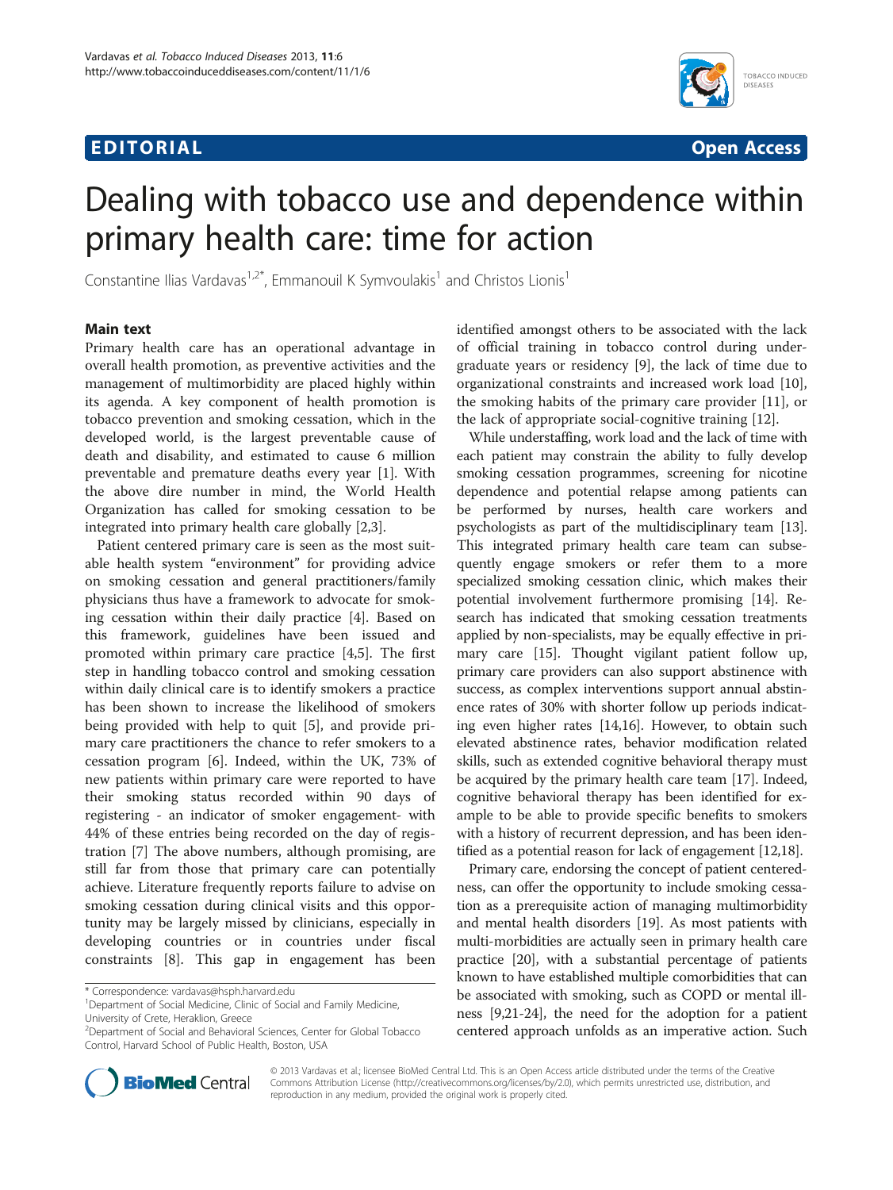EDITORIAL

Open Access

# Dealing with tobacco use and dependence within primary health care: time for action

Constantine Ilias Vardavas[1,2*], Emmanouil K Symvoulakis[1] and Christos Lionis[1]

## Main text

Primary health care has an operational advantage in overall health promotion, as preventive activities and the management of multimorbidity are placed highly within its agenda. A key component of health promotion is tobacco prevention and smoking cessation, which in the developed world, is the largest preventable cause of death and disability, and estimated to cause 6 million preventable and premature deaths every year [1]. With the above dire number in mind, the World Health Organization has called for smoking cessation to be integrated into primary health care globally [2,3].

Patient centered primary care is seen as the most suitable health system "environment" for providing advice on smoking cessation and general practitioners/family physicians thus have a framework to advocate for smoking cessation within their daily practice [4]. Based on this framework, guidelines have been issued and promoted within primary care practice [4,5]. The first step in handling tobacco control and smoking cessation within daily clinical care is to identify smokers a practice has been shown to increase the likelihood of smokers being provided with help to quit [5], and provide primary care practitioners the chance to refer smokers to a cessation program [6]. Indeed, within the UK, 73% of new patients within primary care were reported to have their smoking status recorded within 90 days of registering - an indicator of smoker engagement- with 44% of these entries being recorded on the day of registration [7] The above numbers, although promising, are still far from those that primary care can potentially achieve. Literature frequently reports failure to advise on smoking cessation during clinical visits and this opportunity may be largely missed by clinicians, especially in developing countries or in countries under fiscal constraints [8]. This gap in engagement has been identified amongst others to be associated with the lack of official training in tobacco control during undergraduate years or residency [9], the lack of time due to organizational constraints and increased work load [10], the smoking habits of the primary care provider [11], or the lack of appropriate social-cognitive training [12].

While understaffing, work load and the lack of time with each patient may constrain the ability to fully develop smoking cessation programmes, screening for nicotine dependence and potential relapse among patients can be performed by nurses, health care workers and psychologists as part of the multidisciplinary team [13]. This integrated primary health care team can subsequently engage smokers or refer them to a more specialized smoking cessation clinic, which makes their potential involvement furthermore promising [14]. Research has indicated that smoking cessation treatments applied by non-specialists, may be equally effective in primary care [15]. Thought vigilant patient follow up, primary care providers can also support abstinence with success, as complex interventions support annual abstinence rates of 30% with shorter follow up periods indicating even higher rates [14,16]. However, to obtain such elevated abstinence rates, behavior modification related skills, such as extended cognitive behavioral therapy must be acquired by the primary health care team [17]. Indeed, cognitive behavioral therapy has been identified for example to be able to provide specific benefits to smokers with a history of recurrent depression, and has been identified as a potential reason for lack of engagement [12,18].

Primary care, endorsing the concept of patient centeredness, can offer the opportunity to include smoking cessation as a prerequisite action of managing multimorbidity and mental health disorders [19]. As most patients with multi-morbidities are actually seen in primary health care practice [20], with a substantial percentage of patients known to have established multiple comorbidities that can be associated with smoking, such as COPD or mental illness [9,21-24], the need for the adoption for a patient centered approach unfolds as an imperative action. Such

* Correspondence: vardavas@hsph.harvard.edu
[1]Department of Social Medicine, Clinic of Social and Family Medicine, University of Crete, Heraklion, Greece
[2]Department of Social and Behavioral Sciences, Center for Global Tobacco Control, Harvard School of Public Health, Boston, USA

© 2013 Vardavas et al.; licensee BioMed Central Ltd. This is an Open Access article distributed under the terms of the Creative Commons Attribution License (http://creativecommons.org/licenses/by/2.0), which permits unrestricted use, distribution, and reproduction in any medium, provided the original work is properly cited.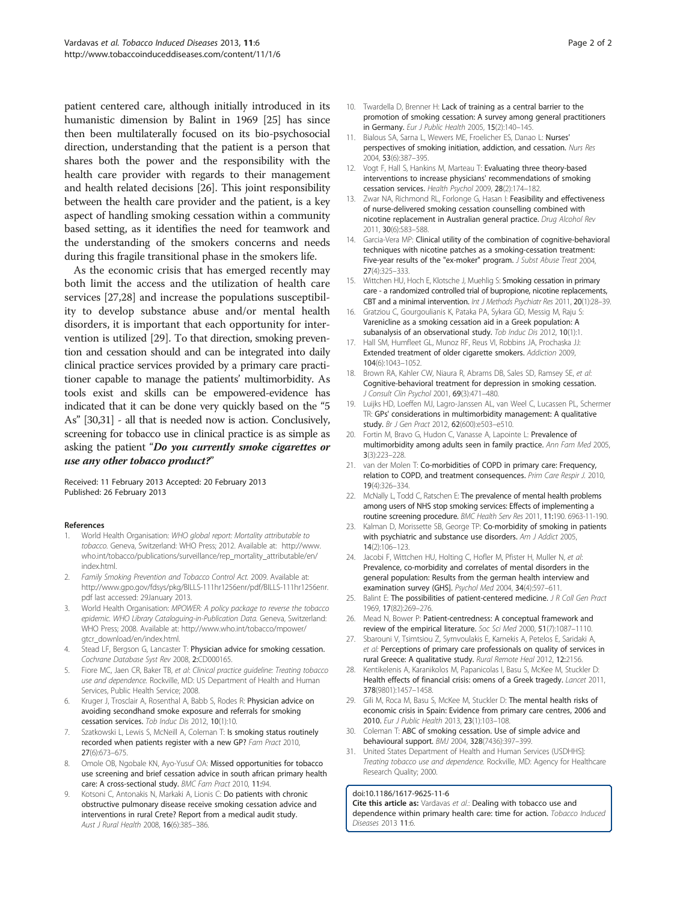patient centered care, although initially introduced in its humanistic dimension by Balint in 1969 [25] has since then been multilaterally focused on its bio-psychosocial direction, understanding that the patient is a person that shares both the power and the responsibility with the health care provider with regards to their management and health related decisions [26]. This joint responsibility between the health care provider and the patient, is a key aspect of handling smoking cessation within a community based setting, as it identifies the need for teamwork and the understanding of the smokers concerns and needs during this fragile transitional phase in the smokers life.

As the economic crisis that has emerged recently may both limit the access and the utilization of health care services [27,28] and increase the populations susceptibility to develop substance abuse and/or mental health disorders, it is important that each opportunity for intervention is utilized [29]. To that direction, smoking prevention and cessation should and can be integrated into daily clinical practice services provided by a primary care practitioner capable to manage the patients' multimorbidity. As tools exist and skills can be empowered-evidence has indicated that it can be done very quickly based on the "5 As" [30,31] - all that is needed now is action. Conclusively, screening for tobacco use in clinical practice is as simple as asking the patient "***Do you currently smoke cigarettes or use any other tobacco product?***"

Received: 11 February 2013 Accepted: 20 February 2013
Published: 26 February 2013

## References

1. World Health Organisation: *WHO global report: Mortality attributable to tobacco.* Geneva, Switzerland: WHO Press; 2012. Available at: http://www.who.int/tobacco/publications/surveillance/rep_mortality_attributable/en/index.html.
2. *Family Smoking Prevention and Tobacco Control Act.* 2009. Available at: http://www.gpo.gov/fdsys/pkg/BILLS-111hr1256enr/pdf/BILLS-111hr1256enr.pdf last accessed: 29January 2013.
3. World Health Organisation: *MPOWER: A policy package to reverse the tobacco epidemic. WHO Library Cataloguing-in-Publication Data.* Geneva, Switzerland: WHO Press; 2008. Available at: http://www.who.int/tobacco/mpower/gtcr_download/en/index.html.
4. Stead LF, Bergson G, Lancaster T: **Physician advice for smoking cessation.** *Cochrane Database Syst Rev* 2008, **2:**CD000165.
5. Fiore MC, Jaen CR, Baker TB, *et al*: *Clinical practice guideline: Treating tobacco use and dependence.* Rockville, MD: US Department of Health and Human Services, Public Health Service; 2008.
6. Kruger J, Trosclair A, Rosenthal A, Babb S, Rodes R: **Physician advice on avoiding secondhand smoke exposure and referrals for smoking cessation services.** *Tob Induc Dis* 2012, **10**(1):10.
7. Szatkowski L, Lewis S, McNeill A, Coleman T: **Is smoking status routinely recorded when patients register with a new GP?** *Fam Pract* 2010, **27**(6):673–675.
8. Omole OB, Ngobale KN, Ayo-Yusuf OA: **Missed opportunities for tobacco use screening and brief cessation advice in south african primary health care: A cross-sectional study.** *BMC Fam Pract* 2010, **11:**94.
9. Kotsoni C, Antonakis N, Markaki A, Lionis C: **Do patients with chronic obstructive pulmonary disease receive smoking cessation advice and interventions in rural Crete? Report from a medical audit study.** *Aust J Rural Health* 2008, **16**(6):385–386.
10. Twardella D, Brenner H: **Lack of training as a central barrier to the promotion of smoking cessation: A survey among general practitioners in Germany.** *Eur J Public Health* 2005, **15**(2):140–145.
11. Bialous SA, Sarna L, Wewers ME, Froelicher ES, Danao L: **Nurses' perspectives of smoking initiation, addiction, and cessation.** *Nurs Res* 2004, **53**(6):387–395.
12. Vogt F, Hall S, Hankins M, Marteau T: **Evaluating three theory-based interventions to increase physicians' recommendations of smoking cessation services.** *Health Psychol* 2009, **28**(2):174–182.
13. Zwar NA, Richmond RL, Forlonge G, Hasan I: **Feasibility and effectiveness of nurse-delivered smoking cessation counselling combined with nicotine replacement in Australian general practice.** *Drug Alcohol Rev* 2011, **30**(6):583–588.
14. Garcia-Vera MP: **Clinical utility of the combination of cognitive-behavioral techniques with nicotine patches as a smoking-cessation treatment: Five-year results of the "ex-moker" program.** *J Subst Abuse Treat* 2004, **27**(4):325–333.
15. Wittchen HU, Hoch E, Klotsche J, Muehlig S: **Smoking cessation in primary care - a randomized controlled trial of bupropione, nicotine replacements, CBT and a minimal intervention.** *Int J Methods Psychiatr Res* 2011, **20**(1):28–39.
16. Gratziou C, Gourgoulianis K, Pataka PA, Sykara GD, Messig M, Raju S: **Varenicline as a smoking cessation aid in a Greek population: A subanalysis of an observational study.** *Tob Induc Dis* 2012, **10**(1):1.
17. Hall SM, Humfleet GL, Munoz RF, Reus VI, Robbins JA, Prochaska JJ: **Extended treatment of older cigarette smokers.** *Addiction* 2009, **104**(6):1043–1052.
18. Brown RA, Kahler CW, Niaura R, Abrams DB, Sales SD, Ramsey SE, *et al*: **Cognitive-behavioral treatment for depression in smoking cessation.** *J Consult Clin Psychol* 2001, **69**(3):471–480.
19. Luijks HD, Loeffen MJ, Lagro-Janssen AL, van Weel C, Lucassen PL, Schermer TR: **GPs' considerations in multimorbidity management: A qualitative study.** *Br J Gen Pract* 2012, **62**(600):e503–e510.
20. Fortin M, Bravo G, Hudon C, Vanasse A, Lapointe L: **Prevalence of multimorbidity among adults seen in family practice.** *Ann Fam Med* 2005, **3**(3):223–228.
21. van der Molen T: **Co-morbidities of COPD in primary care: Frequency, relation to COPD, and treatment consequences.** *Prim Care Respir J.* 2010, **19**(4):326–334.
22. McNally L, Todd C, Ratschen E: **The prevalence of mental health problems among users of NHS stop smoking services: Effects of implementing a routine screening procedure.** *BMC Health Serv Res* 2011, **11:**190. 6963-11-190.
23. Kalman D, Morissette SB, George TP: **Co-morbidity of smoking in patients with psychiatric and substance use disorders.** *Am J Addict* 2005, **14**(2):106–123.
24. Jacobi F, Wittchen HU, Holting C, Hofler M, Pfister H, Muller N, *et al*: **Prevalence, co-morbidity and correlates of mental disorders in the general population: Results from the german health interview and examination survey (GHS).** *Psychol Med* 2004, **34**(4):597–611.
25. Balint E: **The possibilities of patient-centered medicine.** *J R Coll Gen Pract* 1969, **17**(82):269–276.
26. Mead N, Bower P: **Patient-centredness: A conceptual framework and review of the empirical literature.** *Soc Sci Med* 2000, **51**(7):1087–1110.
27. Sbarouni V, Tsimtsiou Z, Symvoulakis E, Kamekis A, Petelos E, Saridaki A, *et al*: **Perceptions of primary care professionals on quality of services in rural Greece: A qualitative study.** *Rural Remote Heal* 2012, **12:**2156.
28. Kentikelenis A, Karanikolos M, Papanicolas I, Basu S, McKee M, Stuckler D: **Health effects of financial crisis: omens of a Greek tragedy.** *Lancet* 2011, **378**(9801):1457–1458.
29. Gili M, Roca M, Basu S, McKee M, Stuckler D: **The mental health risks of economic crisis in Spain: Evidence from primary care centres, 2006 and 2010.** *Eur J Public Health* 2013, **23**(1):103–108.
30. Coleman T: **ABC of smoking cessation. Use of simple advice and behavioural support.** *BMJ* 2004, **328**(7436):397–399.
31. United States Department of Health and Human Services (USDHHS): *Treating tobacco use and dependence.* Rockville, MD: Agency for Healthcare Research Quality; 2000.

doi:10.1186/1617-9625-11-6
**Cite this article as:** Vardavas *et al.*: Dealing with tobacco use and dependence within primary health care: time for action. *Tobacco Induced Diseases* 2013 **11**:6.